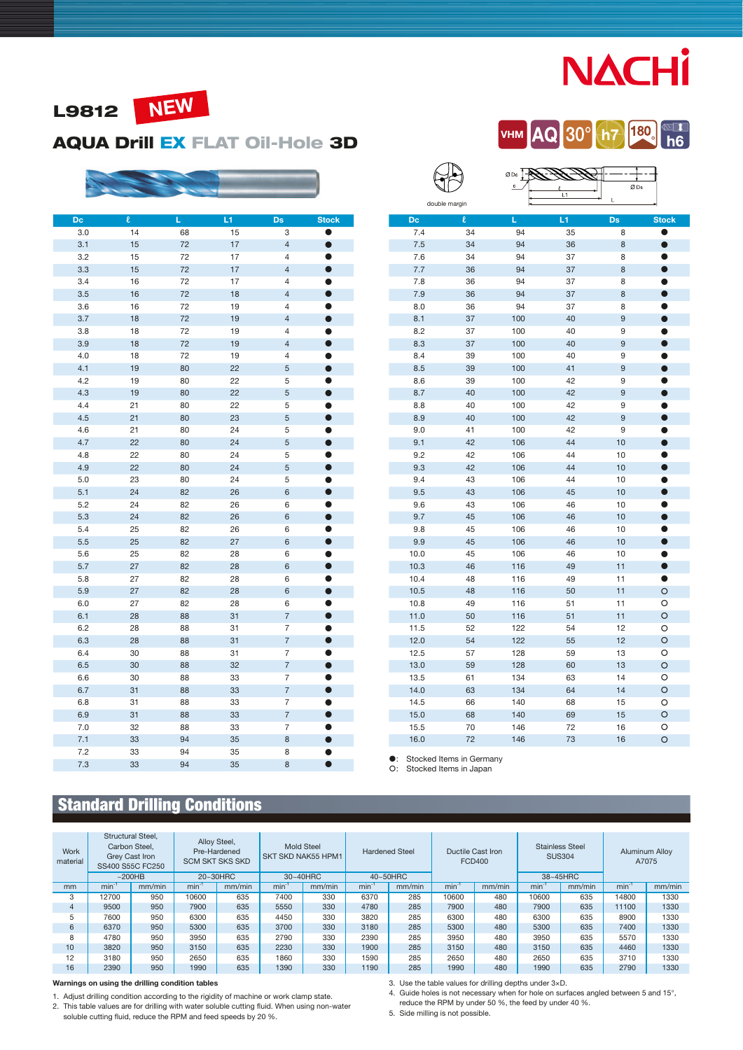NACHI

# L9812 NEW

## AQUA Drill EX FLAT Oil-Hole 3D

VHM AQ 30° h7 180° h6

double margin

| Dc | ℓ | L | L1 | Ds | Stock |
|---|---|---|---|---|---|
| 3.0 | 14 | 68 | 15 | 3 | ● |
| 3.1 | 15 | 72 | 17 | 4 | ● |
| 3.2 | 15 | 72 | 17 | 4 | ● |
| 3.3 | 15 | 72 | 17 | 4 | ● |
| 3.4 | 16 | 72 | 17 | 4 | ● |
| 3.5 | 16 | 72 | 18 | 4 | ● |
| 3.6 | 16 | 72 | 19 | 4 | ● |
| 3.7 | 18 | 72 | 19 | 4 | ● |
| 3.8 | 18 | 72 | 19 | 4 | ● |
| 3.9 | 18 | 72 | 19 | 4 | ● |
| 4.0 | 18 | 72 | 19 | 4 | ● |
| 4.1 | 19 | 80 | 22 | 5 | ● |
| 4.2 | 19 | 80 | 22 | 5 | ● |
| 4.3 | 19 | 80 | 22 | 5 | ● |
| 4.4 | 21 | 80 | 22 | 5 | ● |
| 4.5 | 21 | 80 | 23 | 5 | ● |
| 4.6 | 21 | 80 | 24 | 5 | ● |
| 4.7 | 22 | 80 | 24 | 5 | ● |
| 4.8 | 22 | 80 | 24 | 5 | ● |
| 4.9 | 22 | 80 | 24 | 5 | ● |
| 5.0 | 23 | 80 | 24 | 5 | ● |
| 5.1 | 24 | 82 | 26 | 6 | ● |
| 5.2 | 24 | 82 | 26 | 6 | ● |
| 5.3 | 24 | 82 | 26 | 6 | ● |
| 5.4 | 25 | 82 | 26 | 6 | ● |
| 5.5 | 25 | 82 | 27 | 6 | ● |
| 5.6 | 25 | 82 | 28 | 6 | ● |
| 5.7 | 27 | 82 | 28 | 6 | ● |
| 5.8 | 27 | 82 | 28 | 6 | ● |
| 5.9 | 27 | 82 | 28 | 6 | ● |
| 6.0 | 27 | 82 | 28 | 6 | ● |
| 6.1 | 28 | 88 | 31 | 7 | ● |
| 6.2 | 28 | 88 | 31 | 7 | ● |
| 6.3 | 28 | 88 | 31 | 7 | ● |
| 6.4 | 30 | 88 | 31 | 7 | ● |
| 6.5 | 30 | 88 | 32 | 7 | ● |
| 6.6 | 30 | 88 | 33 | 7 | ● |
| 6.7 | 31 | 88 | 33 | 7 | ● |
| 6.8 | 31 | 88 | 33 | 7 | ● |
| 6.9 | 31 | 88 | 33 | 7 | ● |
| 7.0 | 32 | 88 | 33 | 7 | ● |
| 7.1 | 33 | 94 | 35 | 8 | ● |
| 7.2 | 33 | 94 | 35 | 8 | ● |
| 7.3 | 33 | 94 | 35 | 8 | ● |
| 7.4 | 34 | 94 | 35 | 8 | ● |
| 7.5 | 34 | 94 | 36 | 8 | ● |
| 7.6 | 34 | 94 | 37 | 8 | ● |
| 7.7 | 36 | 94 | 37 | 8 | ● |
| 7.8 | 36 | 94 | 37 | 8 | ● |
| 7.9 | 36 | 94 | 37 | 8 | ● |
| 8.0 | 36 | 94 | 37 | 8 | ● |
| 8.1 | 37 | 100 | 40 | 9 | ● |
| 8.2 | 37 | 100 | 40 | 9 | ● |
| 8.3 | 37 | 100 | 40 | 9 | ● |
| 8.4 | 39 | 100 | 40 | 9 | ● |
| 8.5 | 39 | 100 | 41 | 9 | ● |
| 8.6 | 39 | 100 | 42 | 9 | ● |
| 8.7 | 40 | 100 | 42 | 9 | ● |
| 8.8 | 40 | 100 | 42 | 9 | ● |
| 8.9 | 40 | 100 | 42 | 9 | ● |
| 9.0 | 41 | 100 | 42 | 9 | ● |
| 9.1 | 42 | 106 | 44 | 10 | ● |
| 9.2 | 42 | 106 | 44 | 10 | ● |
| 9.3 | 42 | 106 | 44 | 10 | ● |
| 9.4 | 43 | 106 | 44 | 10 | ● |
| 9.5 | 43 | 106 | 45 | 10 | ● |
| 9.6 | 43 | 106 | 46 | 10 | ● |
| 9.7 | 45 | 106 | 46 | 10 | ● |
| 9.8 | 45 | 106 | 46 | 10 | ● |
| 9.9 | 45 | 106 | 46 | 10 | ● |
| 10.0 | 45 | 106 | 46 | 10 | ● |
| 10.3 | 46 | 116 | 49 | 11 | ● |
| 10.4 | 48 | 116 | 49 | 11 | ● |
| 10.5 | 48 | 116 | 50 | 11 | ○ |
| 10.8 | 49 | 116 | 51 | 11 | ○ |
| 11.0 | 50 | 116 | 51 | 11 | ○ |
| 11.5 | 52 | 122 | 54 | 12 | ○ |
| 12.0 | 54 | 122 | 55 | 12 | ○ |
| 12.5 | 57 | 128 | 59 | 13 | ○ |
| 13.0 | 59 | 128 | 60 | 13 | ○ |
| 13.5 | 61 | 134 | 63 | 14 | ○ |
| 14.0 | 63 | 134 | 64 | 14 | ○ |
| 14.5 | 66 | 140 | 68 | 15 | ○ |
| 15.0 | 68 | 140 | 69 | 15 | ○ |
| 15.5 | 70 | 146 | 72 | 16 | ○ |
| 16.0 | 72 | 146 | 73 | 16 | ○ |

●: Stocked Items in Germany
○: Stocked Items in Japan

## Standard Drilling Conditions

| Work material | Structural Steel, Carbon Steel, Grey Cast Iron SS400 S55C FC250 | | Alloy Steel, Pre-Hardened SCM SKT SKS SKD | | Mold Steel SKT SKD NAK55 HPM1 | | Hardened Steel | | Ductile Cast Iron FCD400 | | Stainless Steel SUS304 | | Aluminum Alloy A7075 | |
|---|---|---|---|---|---|---|---|---|---|---|---|---|---|---|
| | ~200HB | | 20~30HRC | | 30~40HRC | | 40~50HRC | | | | 38~45HRC | | | |
| mm | $min^{-1}$ | mm/min | $min^{-1}$ | mm/min | $min^{-1}$ | mm/min | $min^{-1}$ | mm/min | $min^{-1}$ | mm/min | $min^{-1}$ | mm/min | $min^{-1}$ | mm/min |
| 3 | 12700 | 950 | 10600 | 635 | 7400 | 330 | 6370 | 285 | 10600 | 480 | 10600 | 635 | 14800 | 1330 |
| 4 | 9500 | 950 | 7900 | 635 | 5550 | 330 | 4780 | 285 | 7900 | 480 | 7900 | 635 | 11100 | 1330 |
| 5 | 7600 | 950 | 6300 | 635 | 4450 | 330 | 3820 | 285 | 6300 | 480 | 6300 | 635 | 8900 | 1330 |
| 6 | 6370 | 950 | 5300 | 635 | 3700 | 330 | 3180 | 285 | 5300 | 480 | 5300 | 635 | 7400 | 1330 |
| 8 | 4780 | 950 | 3950 | 635 | 2790 | 330 | 2390 | 285 | 3950 | 480 | 3950 | 635 | 5570 | 1330 |
| 10 | 3820 | 950 | 3150 | 635 | 2230 | 330 | 1900 | 285 | 3150 | 480 | 3150 | 635 | 4460 | 1330 |
| 12 | 3180 | 950 | 2650 | 635 | 1860 | 330 | 1590 | 285 | 2650 | 480 | 2650 | 635 | 3710 | 1330 |
| 16 | 2390 | 950 | 1990 | 635 | 1390 | 330 | 1190 | 285 | 1990 | 480 | 1990 | 635 | 2790 | 1330 |

**Warnings on using the drilling condition tables**

1. Adjust drilling condition according to the rigidity of machine or work clamp state.
2. This table values are for drilling with water soluble cutting fluid. When using non-water soluble cutting fluid, reduce the RPM and feed speeds by 20 %.
3. Use the table values for drilling depths under 3×D.
4. Guide holes is not necessary when for hole on surfaces angled between 5 and 15°, reduce the RPM by under 50 %, the feed by under 40 %.
5. Side milling is not possible.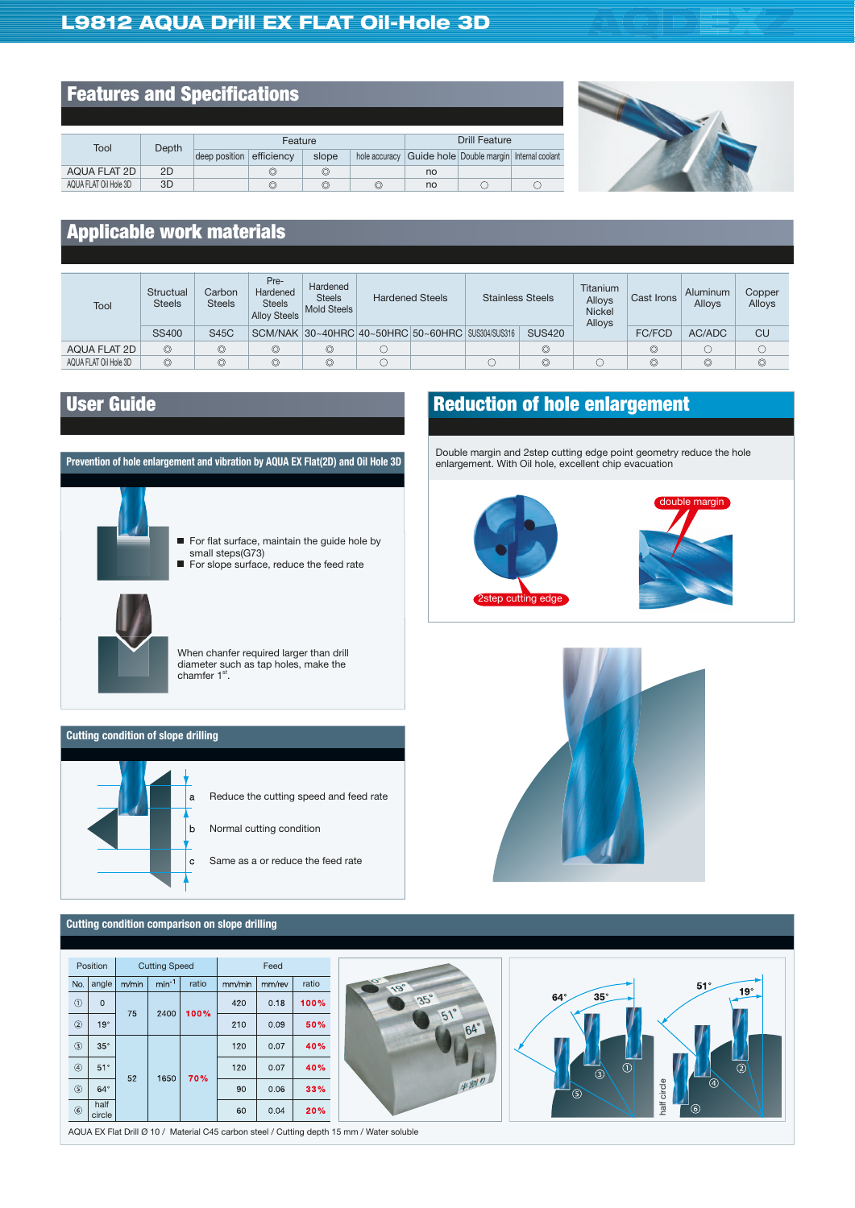# L9812 AQUA Drill EX FLAT Oil-Hole 3D

## Features and Specifications

| Tool | Depth | Feature | | | | Drill Feature | | |
|---|---|---|---|---|---|---|---|---|
| | | deep position | efficiency | slope | hole accuracy | Guide hole | Double margin | Internal coolant |
| AQUA FLAT 2D | 2D | | ◎ | ◎ | | no | | |
| AQUA FLAT Oil Hole 3D | 3D | | ◎ | ◎ | ◎ | no | ○ | ○ |

## Applicable work materials

| Tool | Structual Steels | Carbon Steels | Pre-Hardened Steels Alloy Steels | Hardened Steels Mold Steels | Hardened Steels | | Stainless Steels | | Titanium Alloys Nickel Alloys | Cast Irons | Aluminum Alloys | Copper Alloys |
|---|---|---|---|---|---|---|---|---|---|---|---|---|
| | SS400 | S45C | SCM/NAK | 30~40HRC | 40~50HRC | 50~60HRC | SUS304/SUS316 | SUS420 | | FC/FCD | AC/ADC | CU |
| AQUA FLAT 2D | ◎ | ◎ | ◎ | ◎ | ○ | | | ◎ | | ◎ | ○ | ○ |
| AQUA FLAT Oil Hole 3D | ◎ | ◎ | ◎ | ◎ | ○ | | ○ | ◎ | ○ | ◎ | ◎ | ◎ |

## User Guide

### Prevention of hole enlargement and vibration by AQUA EX Flat(2D) and Oil Hole 3D

- For flat surface, maintain the guide hole by small steps(G73)
- For slope surface, reduce the feed rate

When chanfer required larger than drill diameter such as tap holes, make the chamfer 1st.

### Cutting condition of slope drilling

a Reduce the cutting speed and feed rate

b Normal cutting condition

c Same as a or reduce the feed rate

## Reduction of hole enlargement

Double margin and 2step cutting edge point geometry reduce the hole enlargement. With Oil hole, excellent chip evacuation

double margin

2step cutting edge

### Cutting condition comparison on slope drilling

| Position | | Cutting Speed | | | Feed | | |
|---|---|---|---|---|---|---|---|
| No. | angle | m/min | min$^{-1}$ | ratio | mm/min | mm/rev | ratio |
| ① | 0 | 75 | 2400 | 100% | 420 | 0.18 | 100% |
| ② | 19° | | | | 210 | 0.09 | 50% |
| ③ | 35° | 52 | 1650 | 70% | 120 | 0.07 | 40% |
| ④ | 51° | | | | 120 | 0.07 | 40% |
| ⑤ | 64° | | | | 90 | 0.06 | 33% |
| ⑥ | half circle | | | | 60 | 0.04 | 20% |

0° 19° 35° 51° 64°

64° 35° ③ ① ⑤ 51° 19° ② ④ ⑥ half circle

AQUA EX Flat Drill Ø 10 / Material C45 carbon steel / Cutting depth 15 mm / Water soluble